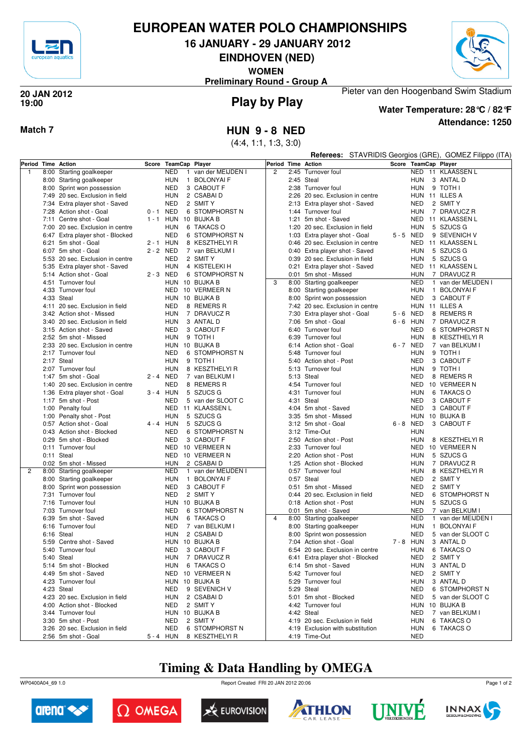# EUROPEAN WATER POLO CHAMPIONSHIPS

## 16 JANUARY - 29 JANUARY 2012

## EINDHOVEN (NED)

**WOMEN**

**Preliminary Round - Group A**

**20 JAN 2012**
**19:00**

## Play by Play

Pieter van den Hoogenband Swim Stadium

**Water Temperature: 28℃ / 82℉**

**Attendance: 1250**

**Match 7**

## HUN 9 - 8 NED

(4:4, 1:1, 1:3, 3:0)

**Referees:** STAVRIDIS Georgios (GRE), GOMEZ Filippo (ITA)

| Period | Time | Action | Score | TeamCap | | Player |
|---|---|---|---|---|---|---|
| 1 | 8:00 | Starting goalkeeper | | NED | 1 | van der MEIJDEN I |
| | 8:00 | Starting goalkeeper | | HUN | 1 | BOLONYAI F |
| | 8:00 | Sprint won possession | | NED | 3 | CABOUT F |
| | 7:49 | 20 sec. Exclusion in field | | HUN | 2 | CSABAI D |
| | 7:34 | Extra player shot - Saved | | NED | 2 | SMIT Y |
| | 7:28 | Action shot - Goal | 0 - 1 | NED | 6 | STOMPHORST N |
| | 7:11 | Centre shot - Goal | 1 - 1 | HUN | 10 | BUJKA B |
| | 7:00 | 20 sec. Exclusion in centre | | HUN | 6 | TAKACS O |
| | 6:47 | Extra player shot - Blocked | | NED | 6 | STOMPHORST N |
| | 6:21 | 5m shot - Goal | 2 - 1 | HUN | 8 | KESZTHELYI R |
| | 6:07 | 5m shot - Goal | 2 - 2 | NED | 7 | van BELKUM I |
| | 5:53 | 20 sec. Exclusion in centre | | NED | 2 | SMIT Y |
| | 5:35 | Extra player shot - Saved | | HUN | 4 | KISTELEKI H |
| | 5:14 | Action shot - Goal | 2 - 3 | NED | 6 | STOMPHORST N |
| | 4:51 | Turnover foul | | HUN | 10 | BUJKA B |
| | 4:33 | Turnover foul | | NED | 10 | VERMEER N |
| | 4:33 | Steal | | HUN | 10 | BUJKA B |
| | 4:11 | 20 sec. Exclusion in field | | NED | 8 | REMERS R |
| | 3:42 | Action shot - Missed | | HUN | 7 | DRAVUCZ R |
| | 3:40 | 20 sec. Exclusion in field | | HUN | 3 | ANTAL D |
| | 3:15 | Action shot - Saved | | NED | 3 | CABOUT F |
| | 2:52 | 5m shot - Missed | | HUN | 9 | TOTH I |
| | 2:33 | 20 sec. Exclusion in centre | | HUN | 10 | BUJKA B |
| | 2:17 | Turnover foul | | NED | 6 | STOMPHORST N |
| | 2:17 | Steal | | HUN | 9 | TOTH I |
| | 2:07 | Turnover foul | | HUN | 8 | KESZTHELYI R |
| | 1:47 | 5m shot - Goal | 2 - 4 | NED | 7 | van BELKUM I |
| | 1:40 | 20 sec. Exclusion in centre | | NED | 8 | REMERS R |
| | 1:36 | Extra player shot - Goal | 3 - 4 | HUN | 5 | SZUCS G |
| | 1:17 | 5m shot - Post | | NED | 5 | van der SLOOT C |
| | 1:00 | Penalty foul | | NED | 11 | KLAASSEN L |
| | 1:00 | Penalty shot - Post | | HUN | 5 | SZUCS G |
| | 0:57 | Action shot - Goal | 4 - 4 | HUN | 5 | SZUCS G |
| | 0:43 | Action shot - Blocked | | NED | 6 | STOMPHORST N |
| | 0:29 | 5m shot - Blocked | | NED | 3 | CABOUT F |
| | 0:11 | Turnover foul | | NED | 10 | VERMEER N |
| | 0:11 | Steal | | NED | 10 | VERMEER N |
| | 0:02 | 5m shot - Missed | | HUN | 2 | CSABAI D |
| 2 | 8:00 | Starting goalkeeper | | NED | 1 | van der MEIJDEN I |
| | 8:00 | Starting goalkeeper | | HUN | 1 | BOLONYAI F |
| | 8:00 | Sprint won possession | | NED | 3 | CABOUT F |
| | 7:31 | Turnover foul | | NED | 2 | SMIT Y |
| | 7:16 | Turnover foul | | HUN | 10 | BUJKA B |
| | 7:03 | Turnover foul | | NED | 6 | STOMPHORST N |
| | 6:39 | 5m shot - Saved | | HUN | 6 | TAKACS O |
| | 6:16 | Turnover foul | | NED | 7 | van BELKUM I |
| | 6:16 | Steal | | HUN | 2 | CSABAI D |
| | 5:59 | Centre shot - Saved | | HUN | 10 | BUJKA B |
| | 5:40 | Turnover foul | | NED | 3 | CABOUT F |
| | 5:40 | Steal | | HUN | 7 | DRAVUCZ R |
| | 5:14 | 5m shot - Blocked | | HUN | 6 | TAKACS O |
| | 4:49 | 5m shot - Saved | | NED | 10 | VERMEER N |
| | 4:23 | Turnover foul | | HUN | 10 | BUJKA B |
| | 4:23 | Steal | | NED | 9 | SEVENICH V |
| | 4:23 | 20 sec. Exclusion in field | | HUN | 2 | CSABAI D |
| | 4:00 | Action shot - Blocked | | NED | 2 | SMIT Y |
| | 3:44 | Turnover foul | | HUN | 10 | BUJKA B |
| | 3:30 | 5m shot - Post | | NED | 2 | SMIT Y |
| | 3:26 | 20 sec. Exclusion in field | | NED | 6 | STOMPHORST N |
| | 2:56 | 5m shot - Goal | 5 - 4 | HUN | 8 | KESZTHELYI R |
| | 2:45 | Turnover foul | | NED | 11 | KLAASSEN L |
| | 2:45 | Steal | | HUN | 3 | ANTAL D |
| | 2:38 | Turnover foul | | HUN | 9 | TOTH I |
| | 2:26 | 20 sec. Exclusion in centre | | HUN | 11 | ILLES A |
| | 2:13 | Extra player shot - Saved | | NED | 2 | SMIT Y |
| | 1:44 | Turnover foul | | HUN | 7 | DRAVUCZ R |
| | 1:21 | 5m shot - Saved | | NED | 11 | KLAASSEN L |
| | 1:20 | 20 sec. Exclusion in field | | HUN | 5 | SZUCS G |
| | 1:03 | Extra player shot - Goal | 5 - 5 | NED | 9 | SEVENICH V |
| | 0:46 | 20 sec. Exclusion in centre | | NED | 11 | KLAASSEN L |
| | 0:40 | Extra player shot - Saved | | HUN | 5 | SZUCS G |
| | 0:39 | 20 sec. Exclusion in field | | HUN | 5 | SZUCS G |
| | 0:21 | Extra player shot - Saved | | NED | 11 | KLAASSEN L |
| | 0:01 | 5m shot - Missed | | HUN | 7 | DRAVUCZ R |
| 3 | 8:00 | Starting goalkeeper | | NED | 1 | van der MEIJDEN I |
| | 8:00 | Starting goalkeeper | | HUN | 1 | BOLONYAI F |
| | 8:00 | Sprint won possession | | NED | 3 | CABOUT F |
| | 7:42 | 20 sec. Exclusion in centre | | HUN | 11 | ILLES A |
| | 7:30 | Extra player shot - Goal | 5 - 6 | NED | 8 | REMERS R |
| | 7:06 | 5m shot - Goal | 6 - 6 | HUN | 7 | DRAVUCZ R |
| | 6:40 | Turnover foul | | NED | 6 | STOMPHORST N |
| | 6:39 | Turnover foul | | HUN | 8 | KESZTHELYI R |
| | 6:14 | Action shot - Goal | 6 - 7 | NED | 7 | van BELKUM I |
| | 5:48 | Turnover foul | | HUN | 9 | TOTH I |
| | 5:40 | Action shot - Post | | NED | 3 | CABOUT F |
| | 5:13 | Turnover foul | | HUN | 9 | TOTH I |
| | 5:13 | Steal | | NED | 8 | REMERS R |
| | 4:54 | Turnover foul | | NED | 10 | VERMEER N |
| | 4:31 | Turnover foul | | HUN | 6 | TAKACS O |
| | 4:31 | Steal | | NED | 3 | CABOUT F |
| | 4:04 | 5m shot - Saved | | NED | 3 | CABOUT F |
| | 3:35 | 5m shot - Missed | | HUN | 10 | BUJKA B |
| | 3:12 | 5m shot - Goal | 6 - 8 | NED | 3 | CABOUT F |
| | 3:12 | Time-Out | | HUN | | |
| | 2:50 | Action shot - Post | | HUN | 8 | KESZTHELYI R |
| | 2:33 | Turnover foul | | NED | 10 | VERMEER N |
| | 2:20 | Action shot - Post | | HUN | 5 | SZUCS G |
| | 1:25 | Action shot - Blocked | | HUN | 7 | DRAVUCZ R |
| | 0:57 | Turnover foul | | HUN | 8 | KESZTHELYI R |
| | 0:57 | Steal | | NED | 2 | SMIT Y |
| | 0:51 | 5m shot - Missed | | NED | 2 | SMIT Y |
| | 0:44 | 20 sec. Exclusion in field | | NED | 6 | STOMPHORST N |
| | 0:18 | Action shot - Post | | HUN | 5 | SZUCS G |
| | 0:01 | 5m shot - Saved | | NED | 7 | van BELKUM I |
| 4 | 8:00 | Starting goalkeeper | | NED | 1 | van der MEIJDEN I |
| | 8:00 | Starting goalkeeper | | HUN | 1 | BOLONYAI F |
| | 8:00 | Sprint won possession | | NED | 5 | van der SLOOT C |
| | 7:04 | Action shot - Goal | 7 - 8 | HUN | 3 | ANTAL D |
| | 6:54 | 20 sec. Exclusion in centre | | HUN | 6 | TAKACS O |
| | 6:41 | Extra player shot - Blocked | | NED | 2 | SMIT Y |
| | 6:14 | 5m shot - Saved | | HUN | 3 | ANTAL D |
| | 5:42 | Turnover foul | | NED | 2 | SMIT Y |
| | 5:29 | Turnover foul | | HUN | 3 | ANTAL D |
| | 5:29 | Steal | | NED | 6 | STOMPHORST N |
| | 5:01 | 5m shot - Blocked | | NED | 5 | van der SLOOT C |
| | 4:42 | Turnover foul | | HUN | 10 | BUJKA B |
| | 4:42 | Steal | | NED | 7 | van BELKUM I |
| | 4:19 | 20 sec. Exclusion in field | | HUN | 6 | TAKACS O |
| | 4:19 | Exclusion with substitution | | HUN | 6 | TAKACS O |
| | 4:19 | Time-Out | | NED | | |

## Timing & Data Handling by OMEGA

WP0400A04_69 1.0 | Report Created FRI 20 JAN 2012 20:06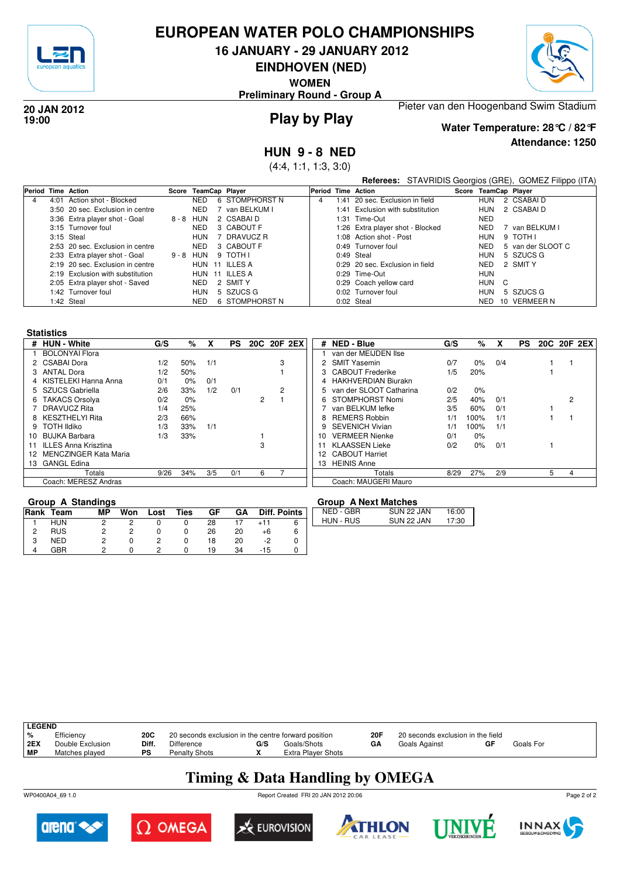# EUROPEAN WATER POLO CHAMPIONSHIPS

## 16 JANUARY - 29 JANUARY 2012

## EINDHOVEN (NED)

**WOMEN**

**Preliminary Round - Group A**

**20 JAN 2012**
**19:00**

## Play by Play

Pieter van den Hoogenband Swim Stadium

**Water Temperature: 28°C / 82°F**

**Attendance: 1250**

## HUN 9 - 8 NED

(4:4, 1:1, 1:3, 3:0)

**Referees:** STAVRIDIS Georgios (GRE), GOMEZ Filippo (ITA)

| Period | Time | Action | Score | TeamCap | Player |
|---|---|---|---|---|---|
| 4 | 4:01 | Action shot - Blocked | | NED 6 | STOMPHORST N |
| | 3:50 | 20 sec. Exclusion in centre | | NED 7 | van BELKUM I |
| | 3:36 | Extra player shot - Goal | 8 - 8 | HUN 2 | CSABAI D |
| | 3:15 | Turnover foul | | NED 3 | CABOUT F |
| | 3:15 | Steal | | HUN 7 | DRAVUCZ R |
| | 2:53 | 20 sec. Exclusion in centre | | NED 3 | CABOUT F |
| | 2:33 | Extra player shot - Goal | 9 - 8 | HUN 9 | TOTH I |
| | 2:19 | 20 sec. Exclusion in centre | | HUN 11 | ILLES A |
| | 2:19 | Exclusion with substitution | | HUN 11 | ILLES A |
| | 2:05 | Extra player shot - Saved | | NED 2 | SMIT Y |
| | 1:42 | Turnover foul | | HUN 5 | SZUCS G |
| | 1:42 | Steal | | NED 6 | STOMPHORST N |
| 4 | 1:41 | 20 sec. Exclusion in field | | HUN 2 | CSABAI D |
| | 1:41 | Exclusion with substitution | | HUN 2 | CSABAI D |
| | 1:31 | Time-Out | | NED | |
| | 1:26 | Extra player shot - Blocked | | NED 7 | van BELKUM I |
| | 1:08 | Action shot - Post | | HUN 9 | TOTH I |
| | 0:49 | Turnover foul | | NED 5 | van der SLOOT C |
| | 0:49 | Steal | | HUN 5 | SZUCS G |
| | 0:29 | 20 sec. Exclusion in field | | NED 2 | SMIT Y |
| | 0:29 | Time-Out | | HUN | |
| | 0:29 | Coach yellow card | | HUN C | |
| | 0:02 | Turnover foul | | HUN 5 | SZUCS G |
| | 0:02 | Steal | | NED 10 | VERMEER N |

### Statistics

| # | HUN - White | G/S | % | X | PS | 20C | 20F | 2EX |
|---|---|---|---|---|---|---|---|---|
| 1 | BOLONYAI Flora | | | | | | | |
| 2 | CSABAI Dora | 1/2 | 50% | 1/1 | | | 3 | |
| 3 | ANTAL Dora | 1/2 | 50% | | | | 1 | |
| 4 | KISTELEKI Hanna Anna | 0/1 | 0% | 0/1 | | | | |
| 5 | SZUCS Gabriella | 2/6 | 33% | 1/2 | 0/1 | | 2 | |
| 6 | TAKACS Orsolya | 0/2 | 0% | | | 2 | 1 | |
| 7 | DRAVUCZ Rita | 1/4 | 25% | | | | | |
| 8 | KESZTHELYI Rita | 2/3 | 66% | | | | | |
| 9 | TOTH Ildiko | 1/3 | 33% | 1/1 | | | | |
| 10 | BUJKA Barbara | 1/3 | 33% | | | 1 | | |
| 11 | ILLES Anna Krisztina | | | | | 3 | | |
| 12 | MENCZINGER Kata Maria | | | | | | | |
| 13 | GANGL Edina | | | | | | | |
| | Totals | 9/26 | 34% | 3/5 | 0/1 | 6 | 7 | |
| | Coach: MERESZ Andras | | | | | | | |

| # | NED - Blue | G/S | % | X | PS | 20C | 20F | 2EX |
|---|---|---|---|---|---|---|---|---|
| 1 | van der MEIJDEN Ilse | | | | | | | |
| 2 | SMIT Yasemin | 0/7 | 0% | 0/4 | | | 1 | 1 |
| 3 | CABOUT Frederike | 1/5 | 20% | | | | 1 | |
| 4 | HAKHVERDIAN Biurakn | | | | | | | |
| 5 | van der SLOOT Catharina | 0/2 | 0% | | | | | |
| 6 | STOMPHORST Nomi | 2/5 | 40% | 0/1 | | | | 2 |
| 7 | van BELKUM Iefke | 3/5 | 60% | 0/1 | | | 1 | |
| 8 | REMERS Robbin | 1/1 | 100% | 1/1 | | | 1 | 1 |
| 9 | SEVENICH Vivian | 1/1 | 100% | 1/1 | | | | |
| 10 | VERMEER Nienke | 0/1 | 0% | | | | | |
| 11 | KLAASSEN Lieke | 0/2 | 0% | 0/1 | | | 1 | |
| 12 | CABOUT Harriet | | | | | | | |
| 13 | HEINIS Anne | | | | | | | |
| | Totals | 8/29 | 27% | 2/9 | | | 5 | 4 |
| | Coach: MAUGERI Mauro | | | | | | | |

### Group A Standings

| Rank | Team | MP | Won | Lost | Ties | GF | GA | Diff. | Points |
|---|---|---|---|---|---|---|---|---|---|
| 1 | HUN | 2 | 2 | 0 | 0 | 28 | 17 | +11 | 6 |
| 2 | RUS | 2 | 2 | 0 | 0 | 26 | 20 | +6 | 6 |
| 3 | NED | 2 | 0 | 2 | 0 | 18 | 20 | -2 | 0 |
| 4 | GBR | 2 | 0 | 2 | 0 | 19 | 34 | -15 | 0 |

### Group A Next Matches

| | | |
|---|---|---|
| NED - GBR | SUN 22 JAN | 16:00 |
| HUN - RUS | SUN 22 JAN | 17:30 |

**LEGEND**

| | | | | | | | |
|---|---|---|---|---|---|---|---|
| % | Efficiency | 20C | 20 seconds exclusion in the centre forward position | 20F | 20 seconds exclusion in the field | | |
| 2EX | Double Exclusion | Diff. | Difference | G/S | Goals/Shots | GA | Goals Against |
| MP | Matches played | PS | Penalty Shots | X | Extra Player Shots | GF | Goals For |

## Timing & Data Handling by OMEGA

WP0400A04_69 1.0 — Report Created FRI 20 JAN 2012 20:06